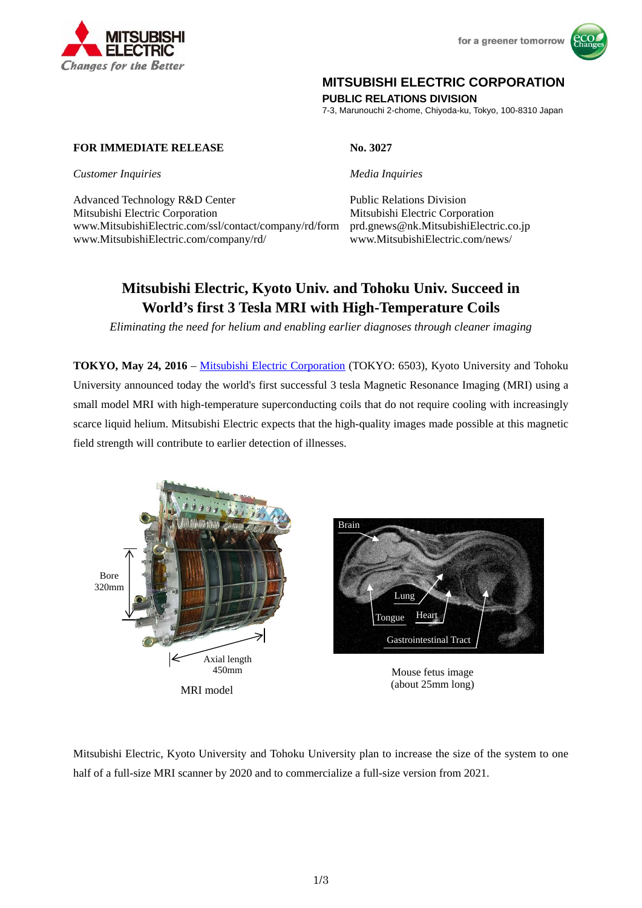**MITSUBISHI ELECTRIC CORPORATION**
**PUBLIC RELATIONS DIVISION**
7-3, Marunouchi 2-chome, Chiyoda-ku, Tokyo, 100-8310 Japan

**FOR IMMEDIATE RELEASE** **No. 3027**

*Customer Inquiries*

Advanced Technology R&D Center
Mitsubishi Electric Corporation
www.MitsubishiElectric.com/ssl/contact/company/rd/form
www.MitsubishiElectric.com/company/rd/

*Media Inquiries*

Public Relations Division
Mitsubishi Electric Corporation
prd.gnews@nk.MitsubishiElectric.co.jp
www.MitsubishiElectric.com/news/

# Mitsubishi Electric, Kyoto Univ. and Tohoku Univ. Succeed in World's first 3 Tesla MRI with High-Temperature Coils

*Eliminating the need for helium and enabling earlier diagnoses through cleaner imaging*

**TOKYO, May 24, 2016** – Mitsubishi Electric Corporation (TOKYO: 6503), Kyoto University and Tohoku University announced today the world's first successful 3 tesla Magnetic Resonance Imaging (MRI) using a small model MRI with high-temperature superconducting coils that do not require cooling with increasingly scarce liquid helium. Mitsubishi Electric expects that the high-quality images made possible at this magnetic field strength will contribute to earlier detection of illnesses.

Bore 320mm

Axial length 450mm

MRI model

Brain

Lung

Tongue

Heart

Gastrointestinal Tract

Mouse fetus image
(about 25mm long)

Mitsubishi Electric, Kyoto University and Tohoku University plan to increase the size of the system to one half of a full-size MRI scanner by 2020 and to commercialize a full-size version from 2021.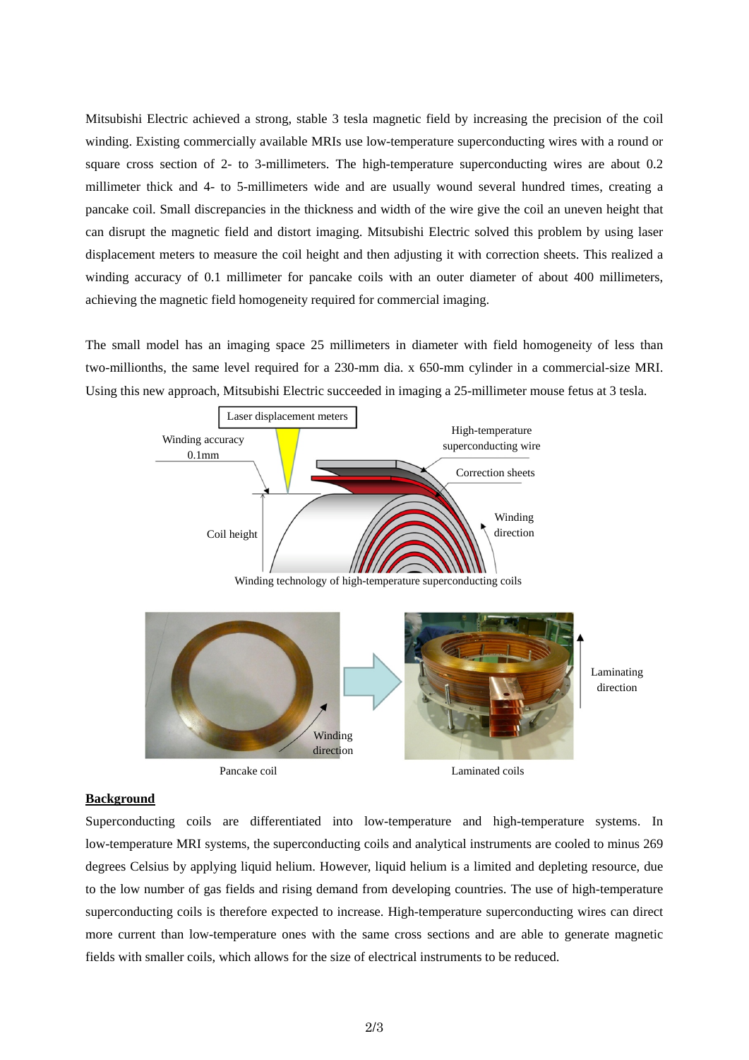Mitsubishi Electric achieved a strong, stable 3 tesla magnetic field by increasing the precision of the coil winding. Existing commercially available MRIs use low-temperature superconducting wires with a round or square cross section of 2- to 3-millimeters. The high-temperature superconducting wires are about 0.2 millimeter thick and 4- to 5-millimeters wide and are usually wound several hundred times, creating a pancake coil. Small discrepancies in the thickness and width of the wire give the coil an uneven height that can disrupt the magnetic field and distort imaging. Mitsubishi Electric solved this problem by using laser displacement meters to measure the coil height and then adjusting it with correction sheets. This realized a winding accuracy of 0.1 millimeter for pancake coils with an outer diameter of about 400 millimeters, achieving the magnetic field homogeneity required for commercial imaging.

The small model has an imaging space 25 millimeters in diameter with field homogeneity of less than two-millionths, the same level required for a 230-mm dia. x 650-mm cylinder in a commercial-size MRI. Using this new approach, Mitsubishi Electric succeeded in imaging a 25-millimeter mouse fetus at 3 tesla.

Laser displacement meters

Winding accuracy 0.1mm

High-temperature superconducting wire

Correction sheets

Winding direction

Coil height

Winding technology of high-temperature superconducting coils

Winding direction

Laminating direction

Pancake coil

Laminated coils

**Background**

Superconducting coils are differentiated into low-temperature and high-temperature systems. In low-temperature MRI systems, the superconducting coils and analytical instruments are cooled to minus 269 degrees Celsius by applying liquid helium. However, liquid helium is a limited and depleting resource, due to the low number of gas fields and rising demand from developing countries. The use of high-temperature superconducting coils is therefore expected to increase. High-temperature superconducting wires can direct more current than low-temperature ones with the same cross sections and are able to generate magnetic fields with smaller coils, which allows for the size of electrical instruments to be reduced.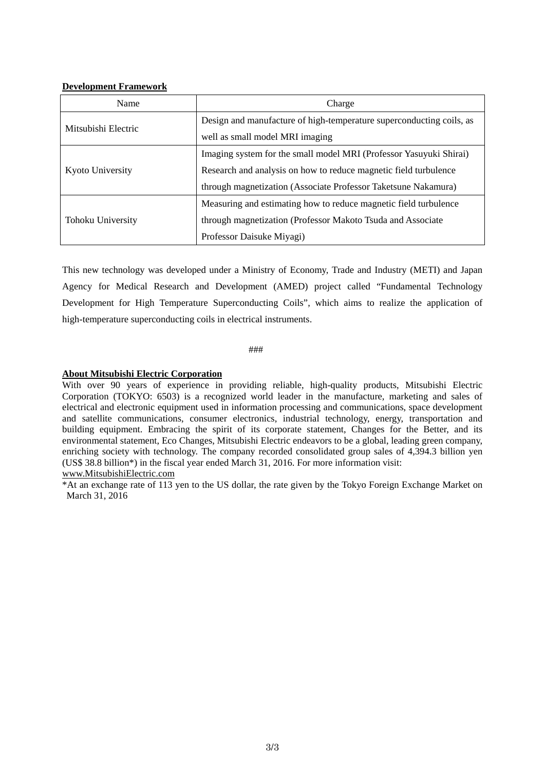**Development Framework**

| Name | Charge |
|---|---|
| Mitsubishi Electric | Design and manufacture of high-temperature superconducting coils, as well as small model MRI imaging |
| Kyoto University | Imaging system for the small model MRI (Professor Yasuyuki Shirai) Research and analysis on how to reduce magnetic field turbulence through magnetization (Associate Professor Taketsune Nakamura) |
| Tohoku University | Measuring and estimating how to reduce magnetic field turbulence through magnetization (Professor Makoto Tsuda and Associate Professor Daisuke Miyagi) |

This new technology was developed under a Ministry of Economy, Trade and Industry (METI) and Japan Agency for Medical Research and Development (AMED) project called "Fundamental Technology Development for High Temperature Superconducting Coils", which aims to realize the application of high-temperature superconducting coils in electrical instruments.

###

**About Mitsubishi Electric Corporation**

With over 90 years of experience in providing reliable, high-quality products, Mitsubishi Electric Corporation (TOKYO: 6503) is a recognized world leader in the manufacture, marketing and sales of electrical and electronic equipment used in information processing and communications, space development and satellite communications, consumer electronics, industrial technology, energy, transportation and building equipment. Embracing the spirit of its corporate statement, Changes for the Better, and its environmental statement, Eco Changes, Mitsubishi Electric endeavors to be a global, leading green company, enriching society with technology. The company recorded consolidated group sales of 4,394.3 billion yen (US$ 38.8 billion*) in the fiscal year ended March 31, 2016. For more information visit: www.MitsubishiElectric.com

*At an exchange rate of 113 yen to the US dollar, the rate given by the Tokyo Foreign Exchange Market on March 31, 2016